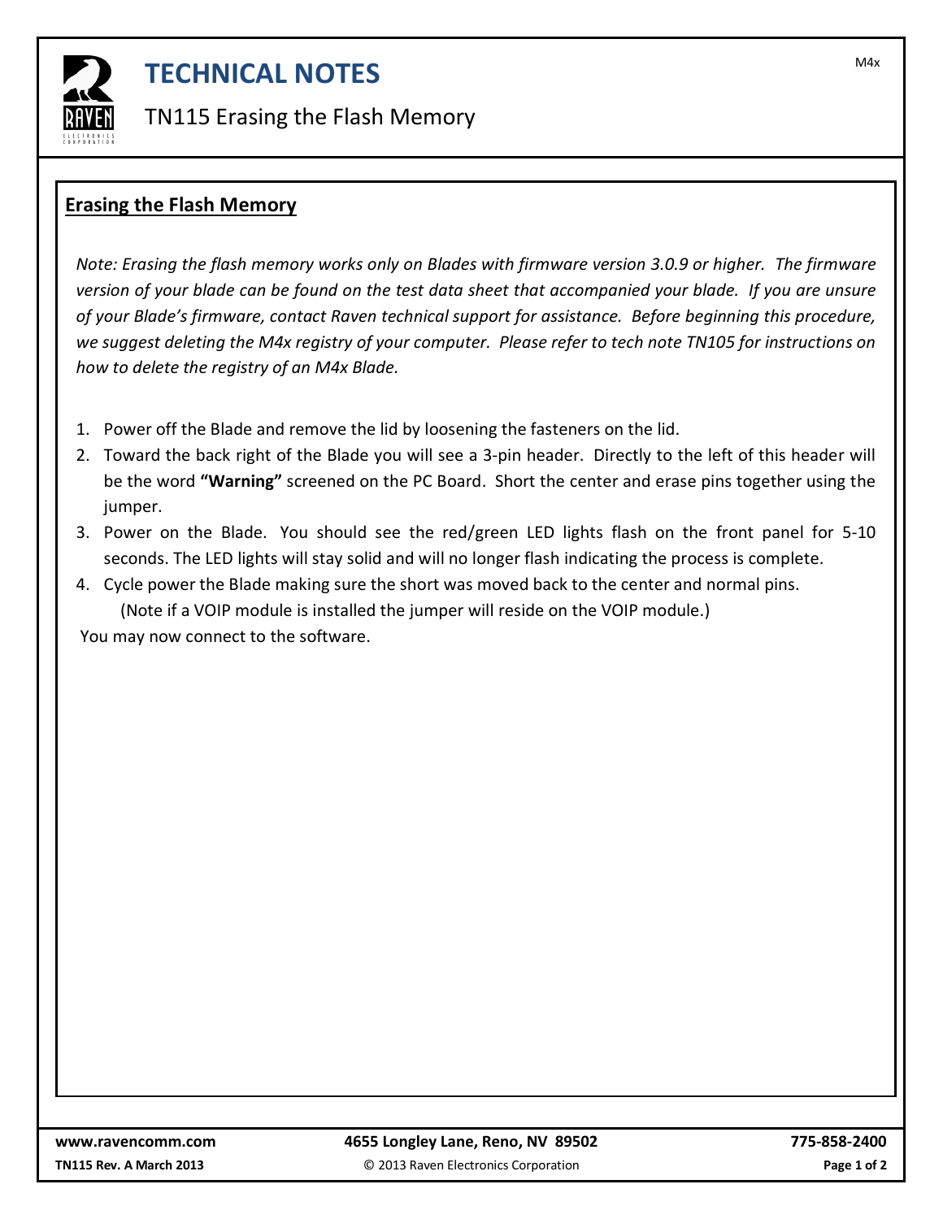# TECHNICAL NOTES

## TN115 Erasing the Flash Memory

### Erasing the Flash Memory

*Note: Erasing the flash memory works only on Blades with firmware version 3.0.9 or higher. The firmware version of your blade can be found on the test data sheet that accompanied your blade. If you are unsure of your Blade's firmware, contact Raven technical support for assistance. Before beginning this procedure, we suggest deleting the M4x registry of your computer. Please refer to tech note TN105 for instructions on how to delete the registry of an M4x Blade.*

1. Power off the Blade and remove the lid by loosening the fasteners on the lid.
2. Toward the back right of the Blade you will see a 3-pin header. Directly to the left of this header will be the word **"Warning"** screened on the PC Board. Short the center and erase pins together using the jumper.
3. Power on the Blade. You should see the red/green LED lights flash on the front panel for 5-10 seconds. The LED lights will stay solid and will no longer flash indicating the process is complete.
4. Cycle power the Blade making sure the short was moved back to the center and normal pins.
   (Note if a VOIP module is installed the jumper will reside on the VOIP module.)

You may now connect to the software.

**www.ravencomm.com** **4655 Longley Lane, Reno, NV 89502** **775-858-2400**

**TN115 Rev. A March 2013** © 2013 Raven Electronics Corporation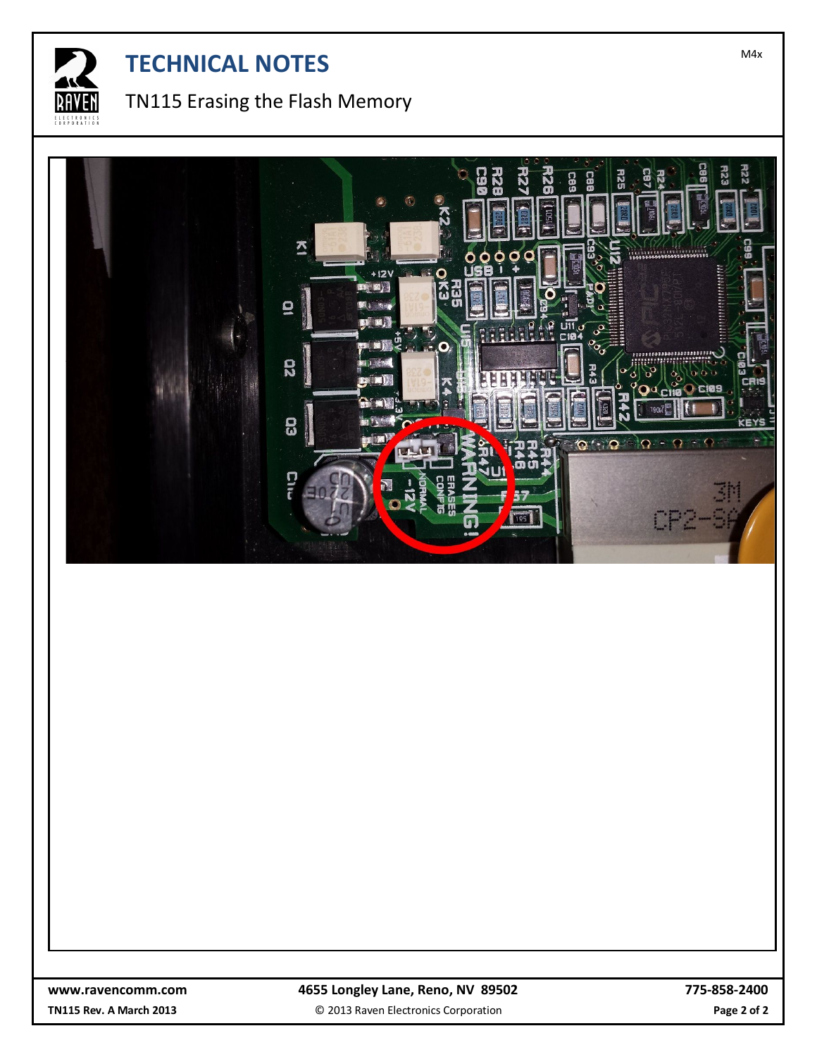# TECHNICAL NOTES

TN115 Erasing the Flash Memory